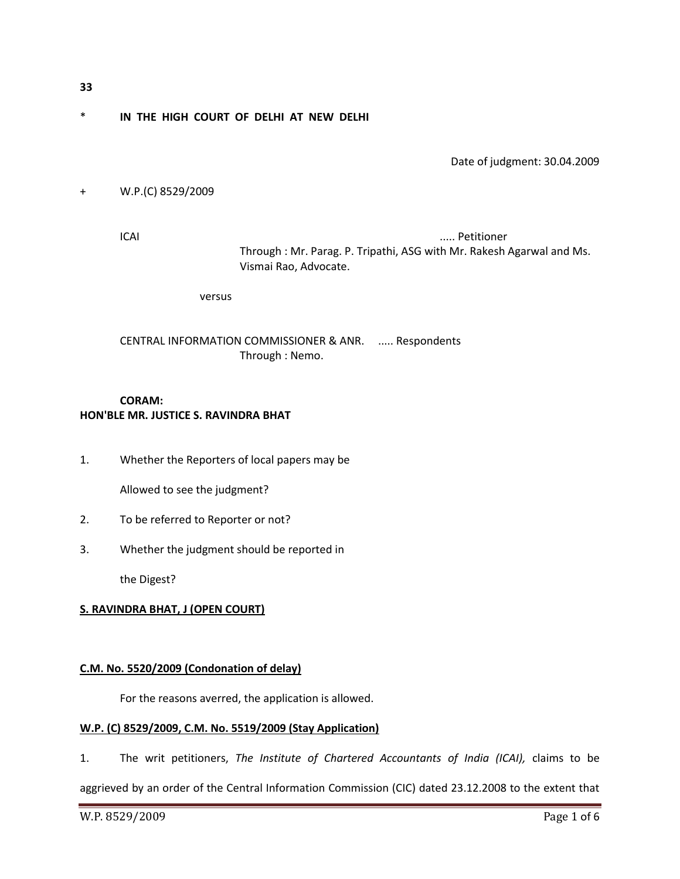33

\* **IN THE HIGH COURT OF DELHI AT NEW DELHI**

Date of judgment: 30.04.2009

+ W.P.(C) 8529/2009

ICAI ..... Petitioner
Through : Mr. Parag. P. Tripathi, ASG with Mr. Rakesh Agarwal and Ms. Vismai Rao, Advocate.

versus

CENTRAL INFORMATION COMMISSIONER & ANR. ..... Respondents
Through : Nemo.

**CORAM:**
**HON'BLE MR. JUSTICE S. RAVINDRA BHAT**

1. Whether the Reporters of local papers may be Allowed to see the judgment?
2. To be referred to Reporter or not?
3. Whether the judgment should be reported in the Digest?

**S. RAVINDRA BHAT, J (OPEN COURT)**

**C.M. No. 5520/2009 (Condonation of delay)**

For the reasons averred, the application is allowed.

**W.P. (C) 8529/2009, C.M. No. 5519/2009 (Stay Application)**

1. The writ petitioners, *The Institute of Chartered Accountants of India (ICAI),* claims to be aggrieved by an order of the Central Information Commission (CIC) dated 23.12.2008 to the extent that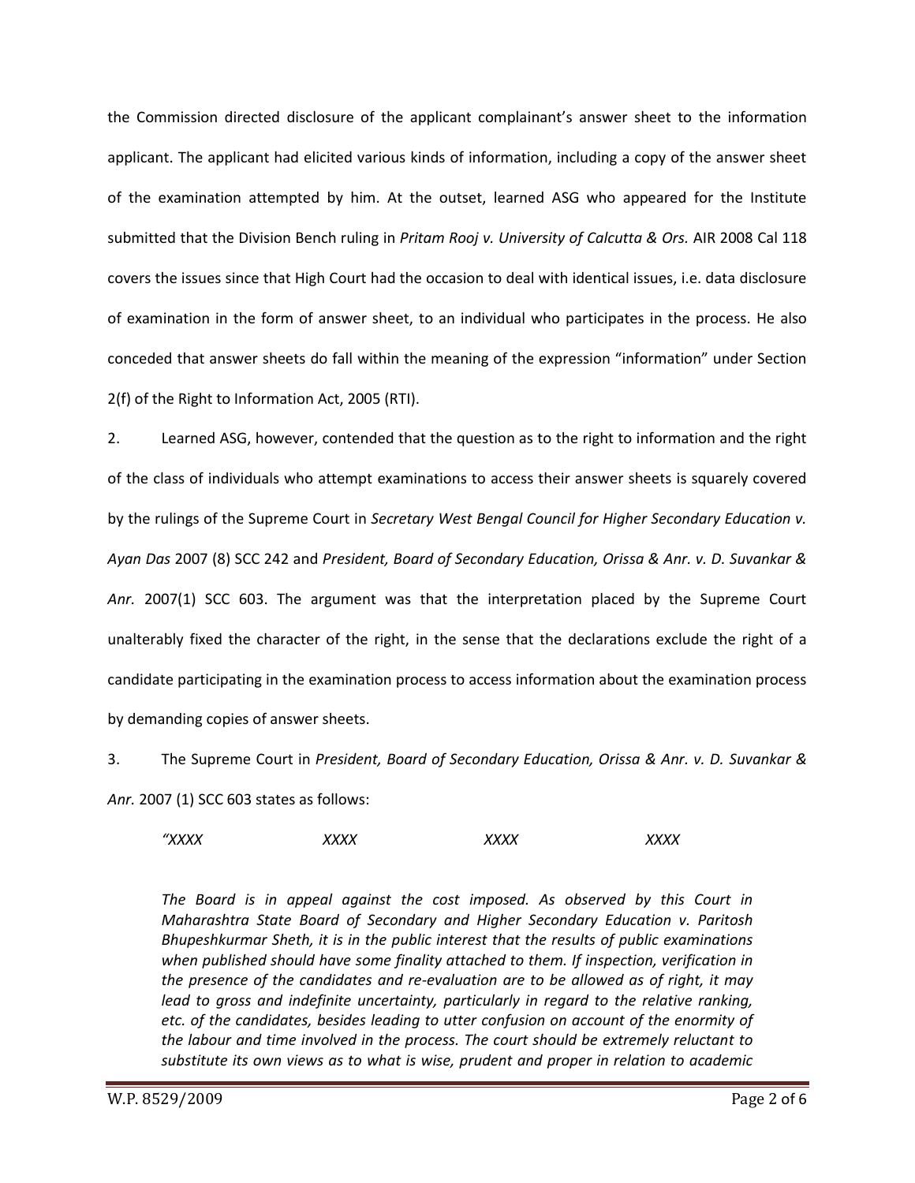the Commission directed disclosure of the applicant complainant's answer sheet to the information applicant. The applicant had elicited various kinds of information, including a copy of the answer sheet of the examination attempted by him. At the outset, learned ASG who appeared for the Institute submitted that the Division Bench ruling in *Pritam Rooj v. University of Calcutta & Ors.* AIR 2008 Cal 118 covers the issues since that High Court had the occasion to deal with identical issues, i.e. data disclosure of examination in the form of answer sheet, to an individual who participates in the process. He also conceded that answer sheets do fall within the meaning of the expression "information" under Section 2(f) of the Right to Information Act, 2005 (RTI).

2. Learned ASG, however, contended that the question as to the right to information and the right of the class of individuals who attempt examinations to access their answer sheets is squarely covered by the rulings of the Supreme Court in *Secretary West Bengal Council for Higher Secondary Education v. Ayan Das* 2007 (8) SCC 242 and *President, Board of Secondary Education, Orissa & Anr. v. D. Suvankar & Anr.* 2007(1) SCC 603. The argument was that the interpretation placed by the Supreme Court unalterably fixed the character of the right, in the sense that the declarations exclude the right of a candidate participating in the examination process to access information about the examination process by demanding copies of answer sheets.

3. The Supreme Court in *President, Board of Secondary Education, Orissa & Anr. v. D. Suvankar & Anr.* 2007 (1) SCC 603 states as follows:

> *"XXXX XXXX XXXX XXXX*
>
> *The Board is in appeal against the cost imposed. As observed by this Court in Maharashtra State Board of Secondary and Higher Secondary Education v. Paritosh Bhupeshkurmar Sheth, it is in the public interest that the results of public examinations when published should have some finality attached to them. If inspection, verification in the presence of the candidates and re-evaluation are to be allowed as of right, it may lead to gross and indefinite uncertainty, particularly in regard to the relative ranking, etc. of the candidates, besides leading to utter confusion on account of the enormity of the labour and time involved in the process. The court should be extremely reluctant to substitute its own views as to what is wise, prudent and proper in relation to academic*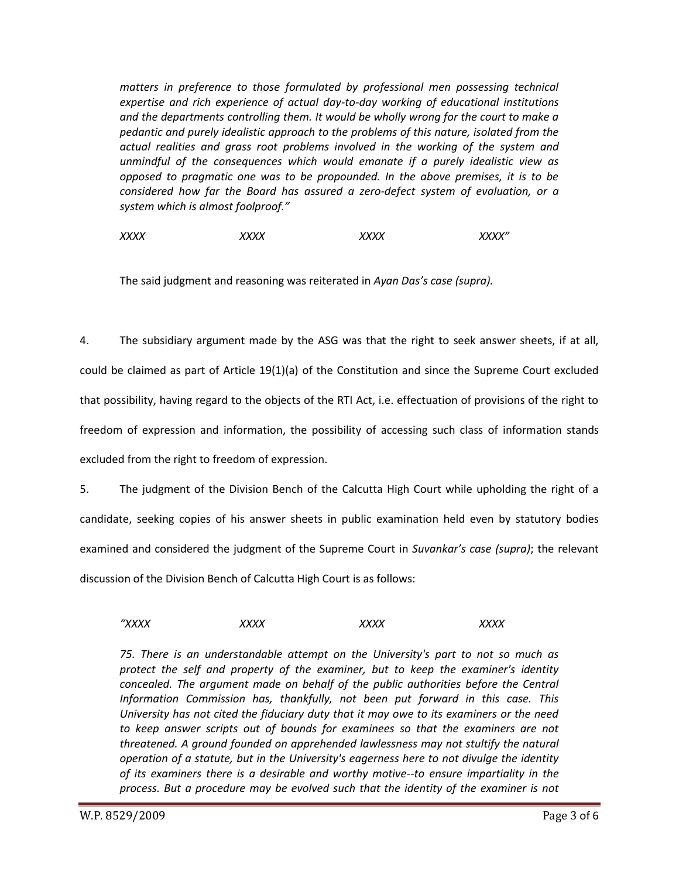*matters in preference to those formulated by professional men possessing technical expertise and rich experience of actual day-to-day working of educational institutions and the departments controlling them. It would be wholly wrong for the court to make a pedantic and purely idealistic approach to the problems of this nature, isolated from the actual realities and grass root problems involved in the working of the system and unmindful of the consequences which would emanate if a purely idealistic view as opposed to pragmatic one was to be propounded. In the above premises, it is to be considered how far the Board has assured a zero-defect system of evaluation, or a system which is almost foolproof."*

*XXXX XXXX XXXX XXXX"*

The said judgment and reasoning was reiterated in *Ayan Das's case (supra).*

4. The subsidiary argument made by the ASG was that the right to seek answer sheets, if at all, could be claimed as part of Article 19(1)(a) of the Constitution and since the Supreme Court excluded that possibility, having regard to the objects of the RTI Act, i.e. effectuation of provisions of the right to freedom of expression and information, the possibility of accessing such class of information stands excluded from the right to freedom of expression.

5. The judgment of the Division Bench of the Calcutta High Court while upholding the right of a candidate, seeking copies of his answer sheets in public examination held even by statutory bodies examined and considered the judgment of the Supreme Court in *Suvankar's case (supra)*; the relevant discussion of the Division Bench of Calcutta High Court is as follows:

*"XXXX XXXX XXXX XXXX*

*75. There is an understandable attempt on the University's part to not so much as protect the self and property of the examiner, but to keep the examiner's identity concealed. The argument made on behalf of the public authorities before the Central Information Commission has, thankfully, not been put forward in this case. This University has not cited the fiduciary duty that it may owe to its examiners or the need to keep answer scripts out of bounds for examinees so that the examiners are not threatened. A ground founded on apprehended lawlessness may not stultify the natural operation of a statute, but in the University's eagerness here to not divulge the identity of its examiners there is a desirable and worthy motive--to ensure impartiality in the process. But a procedure may be evolved such that the identity of the examiner is not*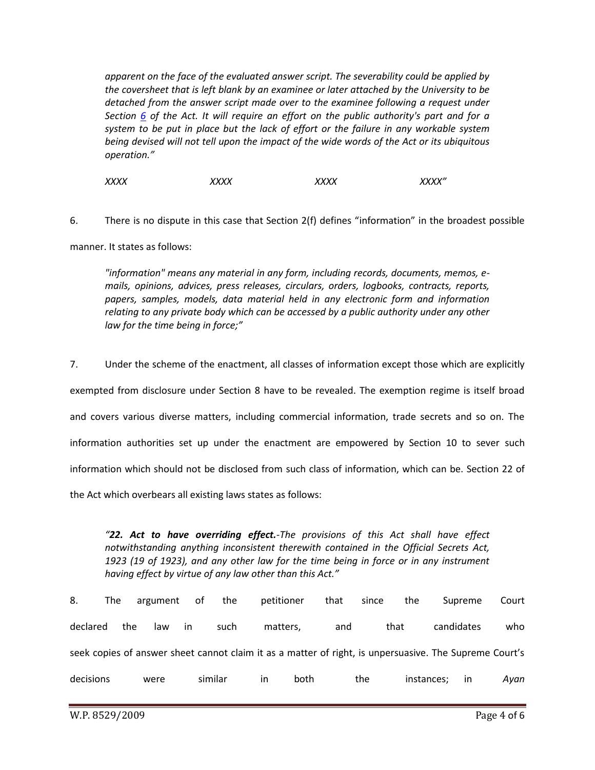*apparent on the face of the evaluated answer script. The severability could be applied by the coversheet that is left blank by an examinee or later attached by the University to be detached from the answer script made over to the examinee following a request under Section 6 of the Act. It will require an effort on the public authority's part and for a system to be put in place but the lack of effort or the failure in any workable system being devised will not tell upon the impact of the wide words of the Act or its ubiquitous operation."*

*XXXX XXXX XXXX XXXX"*

6. There is no dispute in this case that Section 2(f) defines "information" in the broadest possible manner. It states as follows:

> *"information" means any material in any form, including records, documents, memos, e-mails, opinions, advices, press releases, circulars, orders, logbooks, contracts, reports, papers, samples, models, data material held in any electronic form and information relating to any private body which can be accessed by a public authority under any other law for the time being in force;"*

7. Under the scheme of the enactment, all classes of information except those which are explicitly exempted from disclosure under Section 8 have to be revealed. The exemption regime is itself broad and covers various diverse matters, including commercial information, trade secrets and so on. The information authorities set up under the enactment are empowered by Section 10 to sever such information which should not be disclosed from such class of information, which can be. Section 22 of the Act which overbears all existing laws states as follows:

> *"**22. Act to have overriding effect.**-The provisions of this Act shall have effect notwithstanding anything inconsistent therewith contained in the Official Secrets Act, 1923 (19 of 1923), and any other law for the time being in force or in any instrument having effect by virtue of any law other than this Act."*

8. The argument of the petitioner that since the Supreme Court declared the law in such matters, and that candidates who seek copies of answer sheet cannot claim it as a matter of right, is unpersuasive. The Supreme Court's decisions were similar in both the instances; in *Ayan*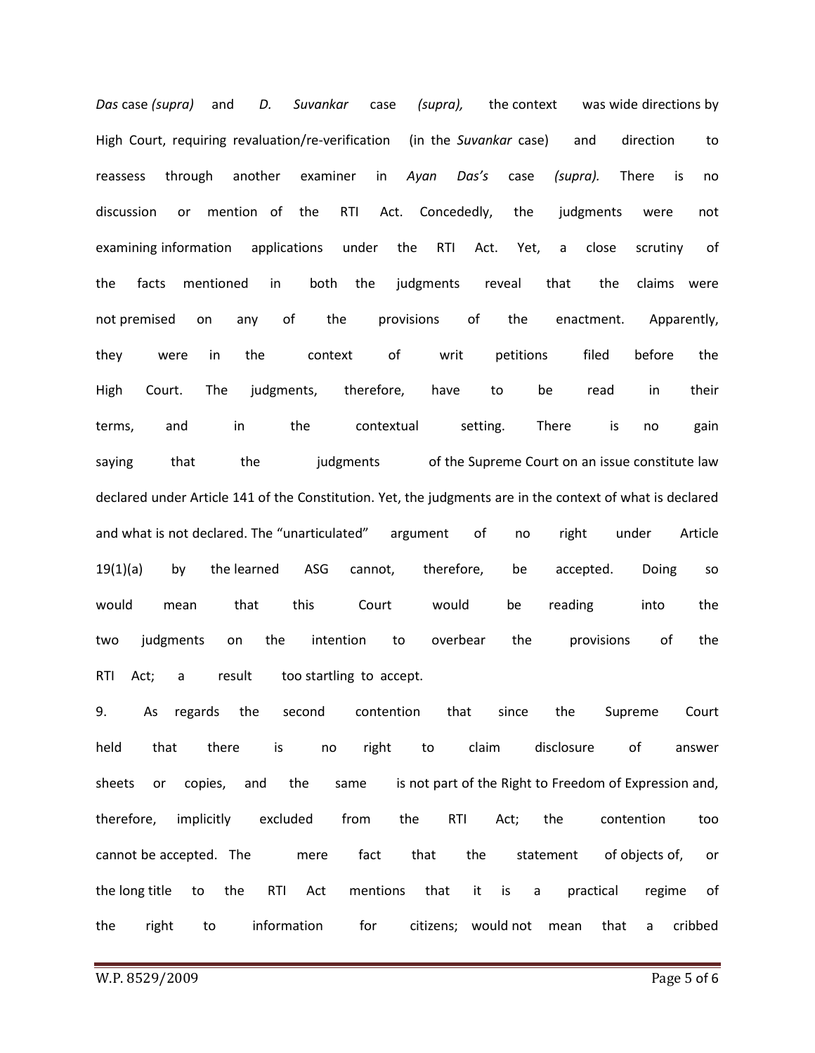*Das* case *(supra)* and *D. Suvankar* case *(supra),* the context was wide directions by High Court, requiring revaluation/re-verification (in the *Suvankar* case) and direction to reassess through another examiner in *Ayan Das's* case *(supra).* There is no discussion or mention of the RTI Act. Concededly, the judgments were not examining information applications under the RTI Act. Yet, a close scrutiny of the facts mentioned in both the judgments reveal that the claims were not premised on any of the provisions of the enactment. Apparently, they were in the context of writ petitions filed before the High Court. The judgments, therefore, have to be read in their terms, and in the contextual setting. There is no gain saying that the judgments of the Supreme Court on an issue constitute law declared under Article 141 of the Constitution. Yet, the judgments are in the context of what is declared and what is not declared. The "unarticulated" argument of no right under Article 19(1)(a) by the learned ASG cannot, therefore, be accepted. Doing so would mean that this Court would be reading into the two judgments on the intention to overbear the provisions of the RTI Act; a result too startling to accept.

9. As regards the second contention that since the Supreme Court held that there is no right to claim disclosure of answer sheets or copies, and the same is not part of the Right to Freedom of Expression and, therefore, implicitly excluded from the RTI Act; the contention too cannot be accepted. The mere fact that the statement of objects of, or the long title to the RTI Act mentions that it is a practical regime of the right to information for citizens; would not mean that a cribbed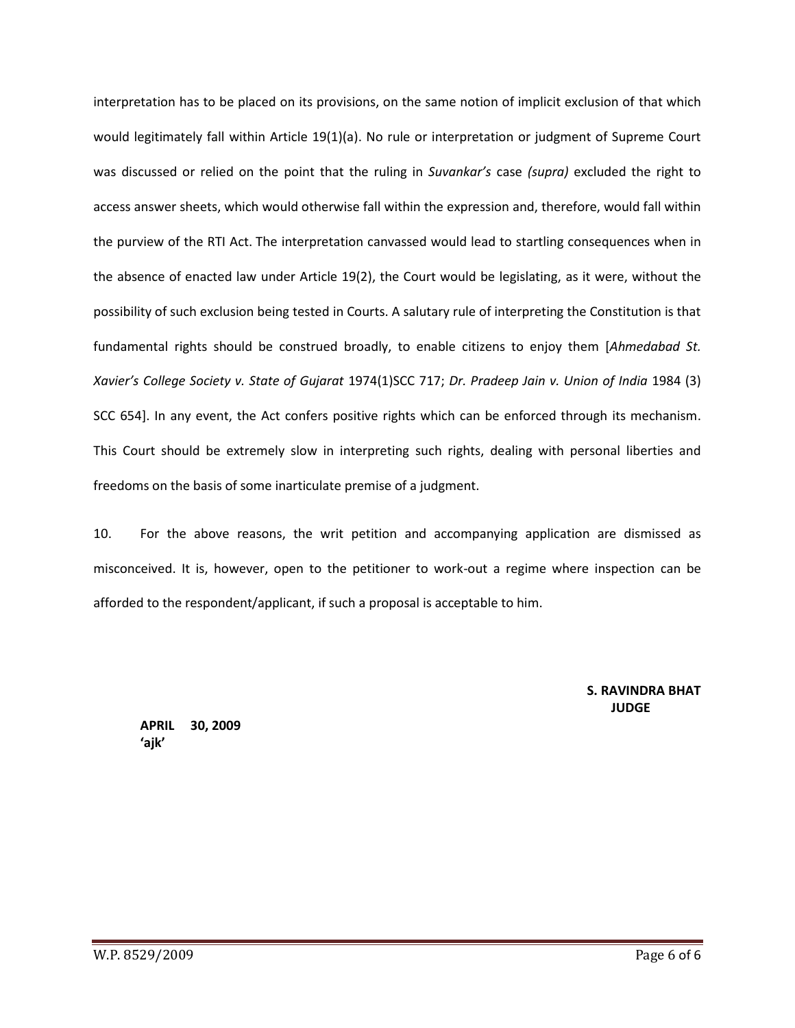interpretation has to be placed on its provisions, on the same notion of implicit exclusion of that which would legitimately fall within Article 19(1)(a). No rule or interpretation or judgment of Supreme Court was discussed or relied on the point that the ruling in *Suvankar's* case *(supra)* excluded the right to access answer sheets, which would otherwise fall within the expression and, therefore, would fall within the purview of the RTI Act. The interpretation canvassed would lead to startling consequences when in the absence of enacted law under Article 19(2), the Court would be legislating, as it were, without the possibility of such exclusion being tested in Courts. A salutary rule of interpreting the Constitution is that fundamental rights should be construed broadly, to enable citizens to enjoy them [*Ahmedabad St. Xavier's College Society v. State of Gujarat* 1974(1)SCC 717; *Dr. Pradeep Jain v. Union of India* 1984 (3) SCC 654]. In any event, the Act confers positive rights which can be enforced through its mechanism. This Court should be extremely slow in interpreting such rights, dealing with personal liberties and freedoms on the basis of some inarticulate premise of a judgment.

10. For the above reasons, the writ petition and accompanying application are dismissed as misconceived. It is, however, open to the petitioner to work-out a regime where inspection can be afforded to the respondent/applicant, if such a proposal is acceptable to him.

**S. RAVINDRA BHAT**
**JUDGE**

**APRIL 30, 2009**
**'ajk'**